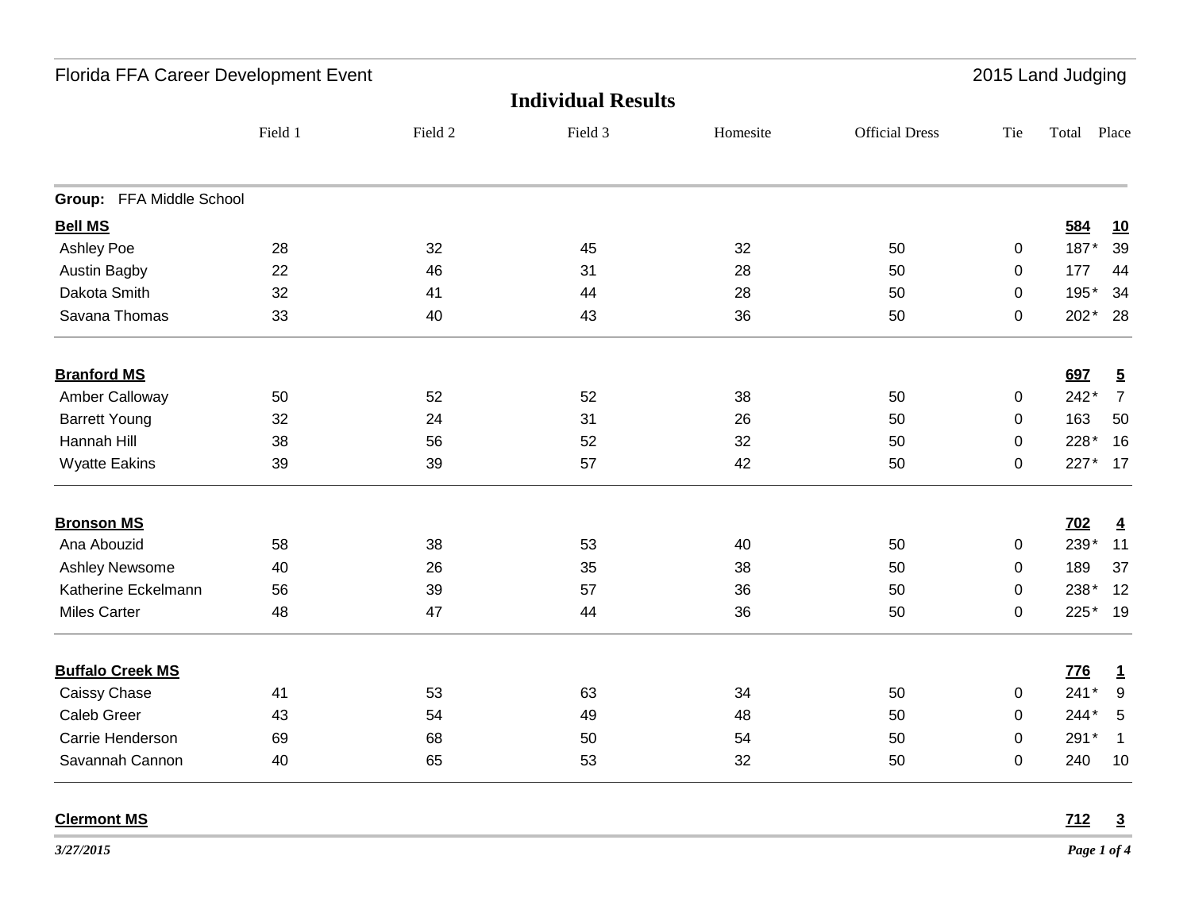Florida FFA Career Development Event — 2015 Land Judging

## Individual Results

| | Field 1 | Field 2 | Field 3 | Homesite | Official Dress | Tie | Total | Place |
|---|---|---|---|---|---|---|---|---|
| **Group: FFA Middle School** | | | | | | | | |
| **Bell MS** | | | | | | | **584** | **10** |
| Ashley Poe | 28 | 32 | 45 | 32 | 50 | 0 | 187* | 39 |
| Austin Bagby | 22 | 46 | 31 | 28 | 50 | 0 | 177 | 44 |
| Dakota Smith | 32 | 41 | 44 | 28 | 50 | 0 | 195* | 34 |
| Savana Thomas | 33 | 40 | 43 | 36 | 50 | 0 | 202* | 28 |
| **Branford MS** | | | | | | | **697** | **5** |
| Amber Calloway | 50 | 52 | 52 | 38 | 50 | 0 | 242* | 7 |
| Barrett Young | 32 | 24 | 31 | 26 | 50 | 0 | 163 | 50 |
| Hannah Hill | 38 | 56 | 52 | 32 | 50 | 0 | 228* | 16 |
| Wyatte Eakins | 39 | 39 | 57 | 42 | 50 | 0 | 227* | 17 |
| **Bronson MS** | | | | | | | **702** | **4** |
| Ana Abouzid | 58 | 38 | 53 | 40 | 50 | 0 | 239* | 11 |
| Ashley Newsome | 40 | 26 | 35 | 38 | 50 | 0 | 189 | 37 |
| Katherine Eckelmann | 56 | 39 | 57 | 36 | 50 | 0 | 238* | 12 |
| Miles Carter | 48 | 47 | 44 | 36 | 50 | 0 | 225* | 19 |
| **Buffalo Creek MS** | | | | | | | **776** | **1** |
| Caissy Chase | 41 | 53 | 63 | 34 | 50 | 0 | 241* | 9 |
| Caleb Greer | 43 | 54 | 49 | 48 | 50 | 0 | 244* | 5 |
| Carrie Henderson | 69 | 68 | 50 | 54 | 50 | 0 | 291* | 1 |
| Savannah Cannon | 40 | 65 | 53 | 32 | 50 | 0 | 240 | 10 |
| **Clermont MS** | | | | | | | **712** | **3** |

*3/27/2015*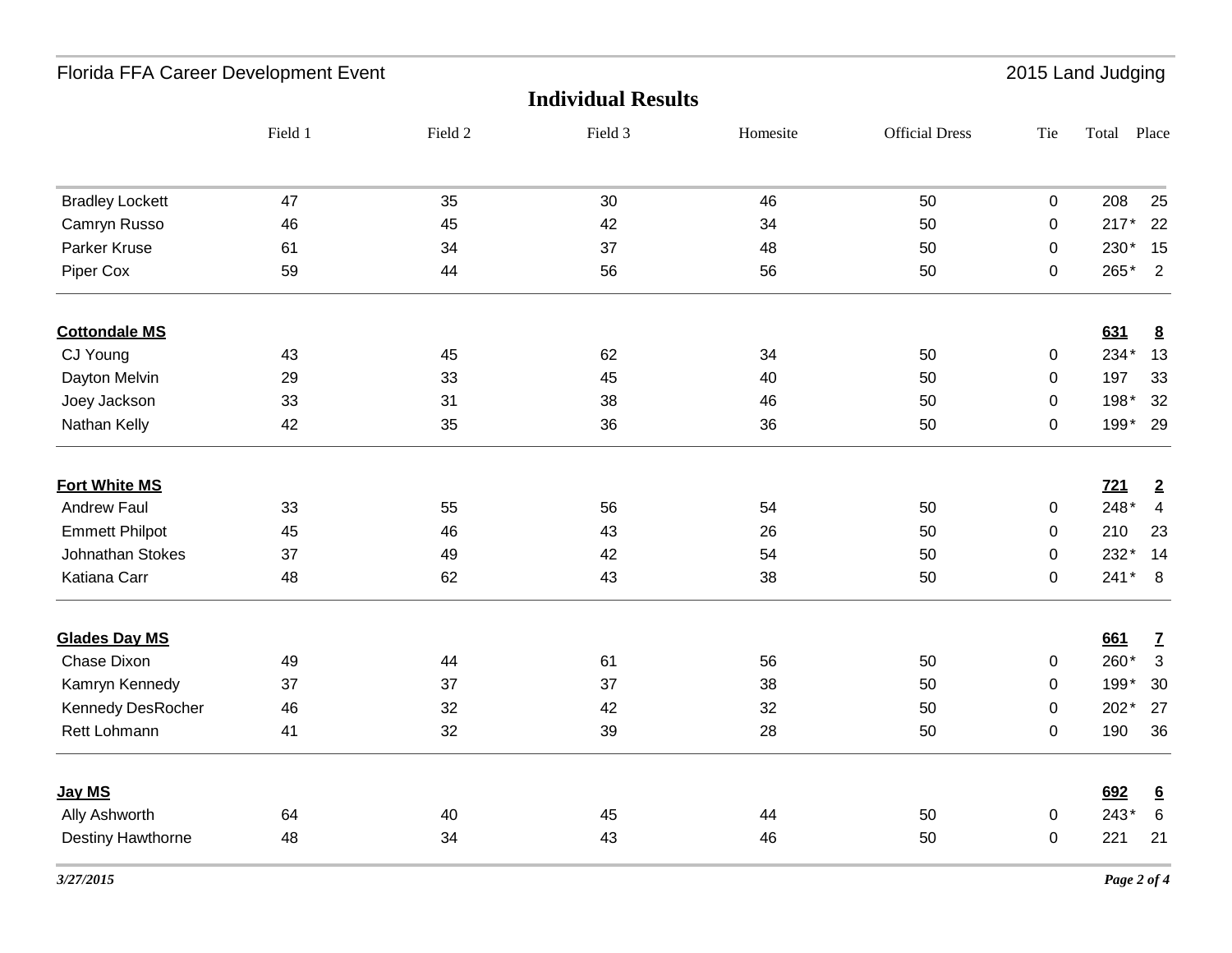## Individual Results

| | Field 1 | Field 2 | Field 3 | Homesite | Official Dress | Tie | Total | Place |
|---|---|---|---|---|---|---|---|---|
| Bradley Lockett | 47 | 35 | 30 | 46 | 50 | 0 | 208 | 25 |
| Camryn Russo | 46 | 45 | 42 | 34 | 50 | 0 | 217* | 22 |
| Parker Kruse | 61 | 34 | 37 | 48 | 50 | 0 | 230* | 15 |
| Piper Cox | 59 | 44 | 56 | 56 | 50 | 0 | 265* | 2 |
| **Cottondale MS** | | | | | | | **631** | **8** |
| CJ Young | 43 | 45 | 62 | 34 | 50 | 0 | 234* | 13 |
| Dayton Melvin | 29 | 33 | 45 | 40 | 50 | 0 | 197 | 33 |
| Joey Jackson | 33 | 31 | 38 | 46 | 50 | 0 | 198* | 32 |
| Nathan Kelly | 42 | 35 | 36 | 36 | 50 | 0 | 199* | 29 |
| **Fort White MS** | | | | | | | **721** | **2** |
| Andrew Faul | 33 | 55 | 56 | 54 | 50 | 0 | 248* | 4 |
| Emmett Philpot | 45 | 46 | 43 | 26 | 50 | 0 | 210 | 23 |
| Johnathan Stokes | 37 | 49 | 42 | 54 | 50 | 0 | 232* | 14 |
| Katiana Carr | 48 | 62 | 43 | 38 | 50 | 0 | 241* | 8 |
| **Glades Day MS** | | | | | | | **661** | **7** |
| Chase Dixon | 49 | 44 | 61 | 56 | 50 | 0 | 260* | 3 |
| Kamryn Kennedy | 37 | 37 | 37 | 38 | 50 | 0 | 199* | 30 |
| Kennedy DesRocher | 46 | 32 | 42 | 32 | 50 | 0 | 202* | 27 |
| Rett Lohmann | 41 | 32 | 39 | 28 | 50 | 0 | 190 | 36 |
| **Jay MS** | | | | | | | **692** | **6** |
| Ally Ashworth | 64 | 40 | 45 | 44 | 50 | 0 | 243* | 6 |
| Destiny Hawthorne | 48 | 34 | 43 | 46 | 50 | 0 | 221 | 21 |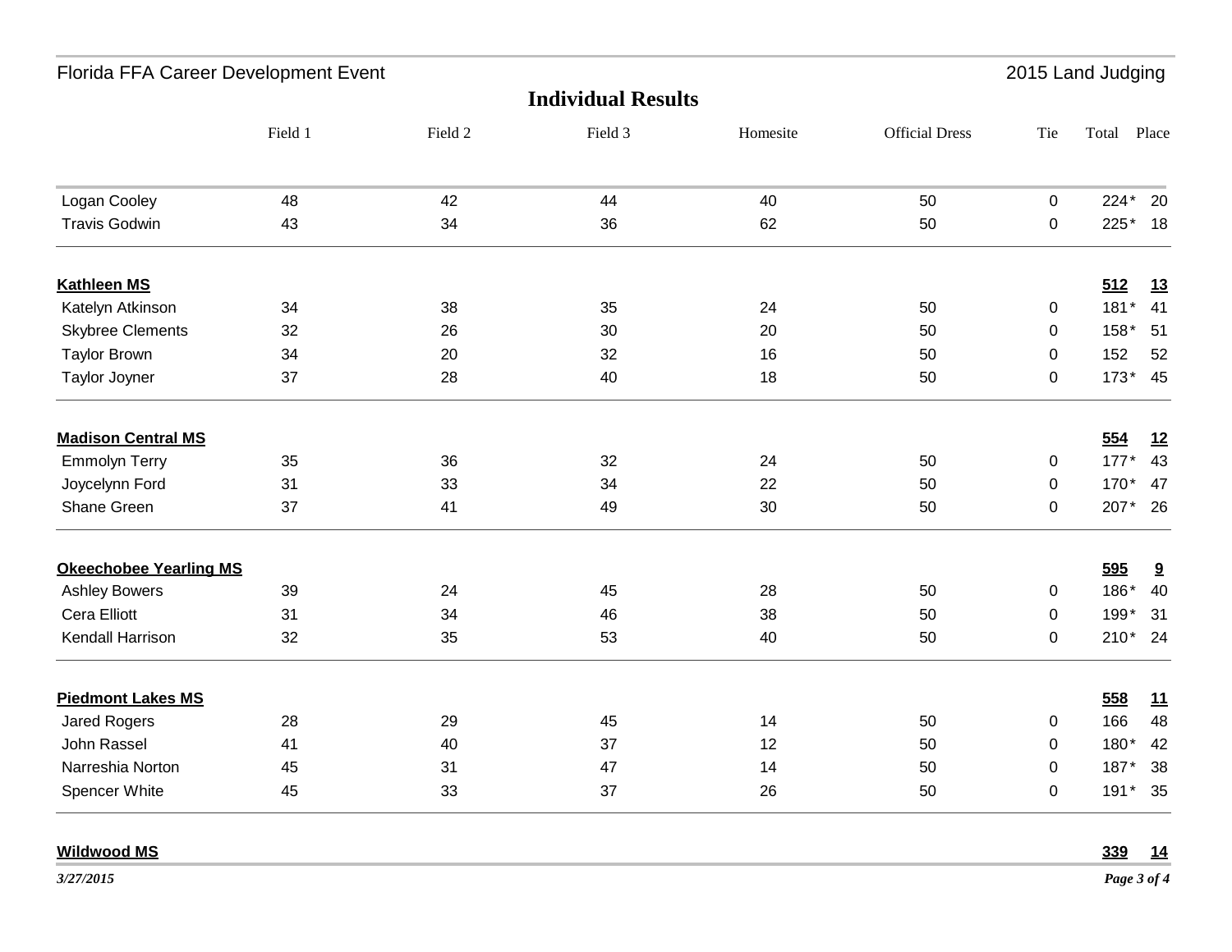## Individual Results

| | Field 1 | Field 2 | Field 3 | Homesite | Official Dress | Tie | Total | Place |
|---|---|---|---|---|---|---|---|---|
| Logan Cooley | 48 | 42 | 44 | 40 | 50 | 0 | 224* | 20 |
| Travis Godwin | 43 | 34 | 36 | 62 | 50 | 0 | 225* | 18 |
| **Kathleen MS** | | | | | | | **512** | **13** |
| Katelyn Atkinson | 34 | 38 | 35 | 24 | 50 | 0 | 181* | 41 |
| Skybree Clements | 32 | 26 | 30 | 20 | 50 | 0 | 158* | 51 |
| Taylor Brown | 34 | 20 | 32 | 16 | 50 | 0 | 152 | 52 |
| Taylor Joyner | 37 | 28 | 40 | 18 | 50 | 0 | 173* | 45 |
| **Madison Central MS** | | | | | | | **554** | **12** |
| Emmolyn Terry | 35 | 36 | 32 | 24 | 50 | 0 | 177* | 43 |
| Joycelynn Ford | 31 | 33 | 34 | 22 | 50 | 0 | 170* | 47 |
| Shane Green | 37 | 41 | 49 | 30 | 50 | 0 | 207* | 26 |
| **Okeechobee Yearling MS** | | | | | | | **595** | **9** |
| Ashley Bowers | 39 | 24 | 45 | 28 | 50 | 0 | 186* | 40 |
| Cera Elliott | 31 | 34 | 46 | 38 | 50 | 0 | 199* | 31 |
| Kendall Harrison | 32 | 35 | 53 | 40 | 50 | 0 | 210* | 24 |
| **Piedmont Lakes MS** | | | | | | | **558** | **11** |
| Jared Rogers | 28 | 29 | 45 | 14 | 50 | 0 | 166 | 48 |
| John Rassel | 41 | 40 | 37 | 12 | 50 | 0 | 180* | 42 |
| Narreshia Norton | 45 | 31 | 47 | 14 | 50 | 0 | 187* | 38 |
| Spencer White | 45 | 33 | 37 | 26 | 50 | 0 | 191* | 35 |
| **Wildwood MS** | | | | | | | **339** | **14** |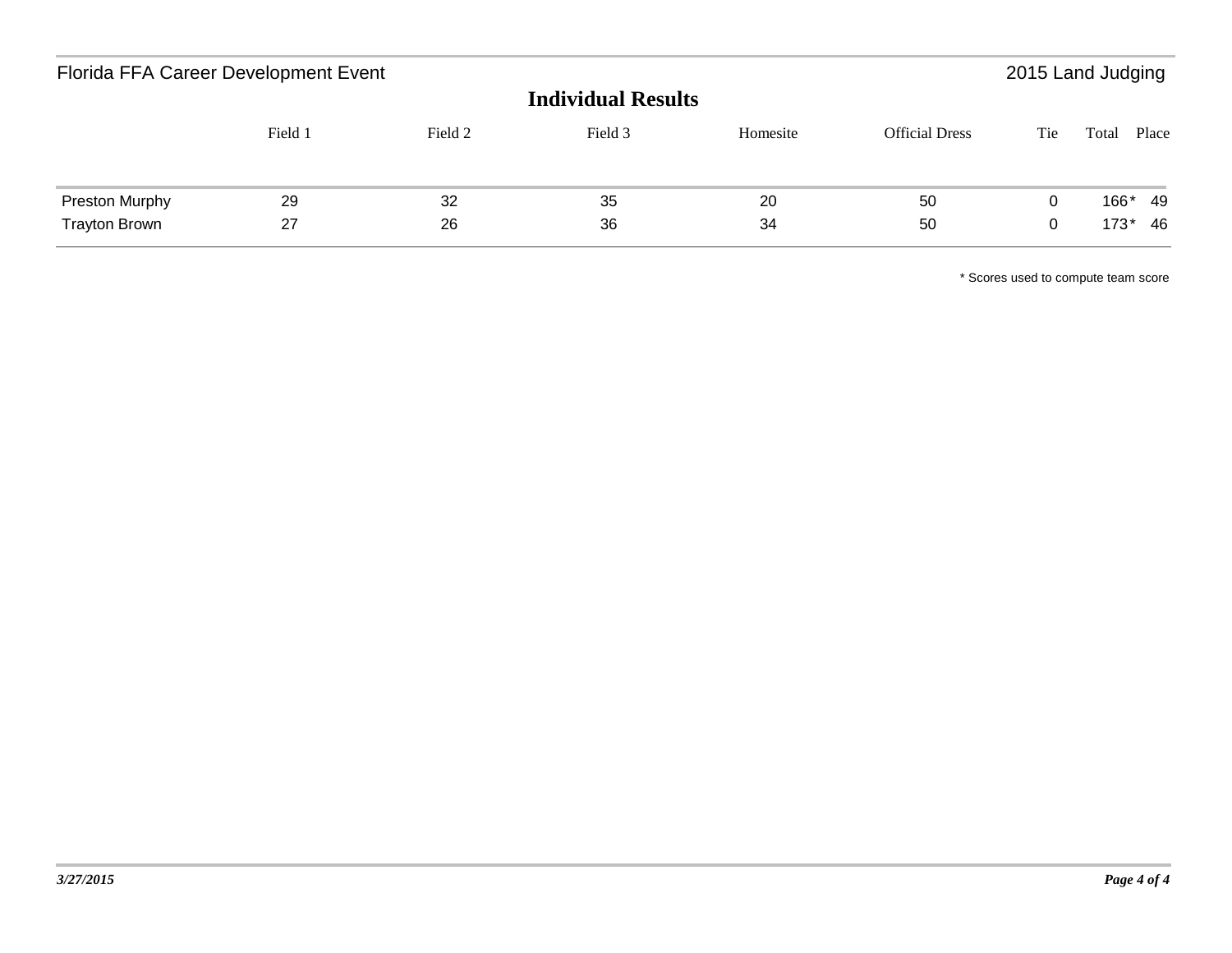Florida FFA Career Development Event 2015 Land Judging

## Individual Results

| | Field 1 | Field 2 | Field 3 | Homesite | Official Dress | Tie | Total | Place |
|---|---|---|---|---|---|---|---|---|
| Preston Murphy | 29 | 32 | 35 | 20 | 50 | 0 | 166* | 49 |
| Trayton Brown | 27 | 26 | 36 | 34 | 50 | 0 | 173* | 46 |

* Scores used to compute team score

*3/27/2015*